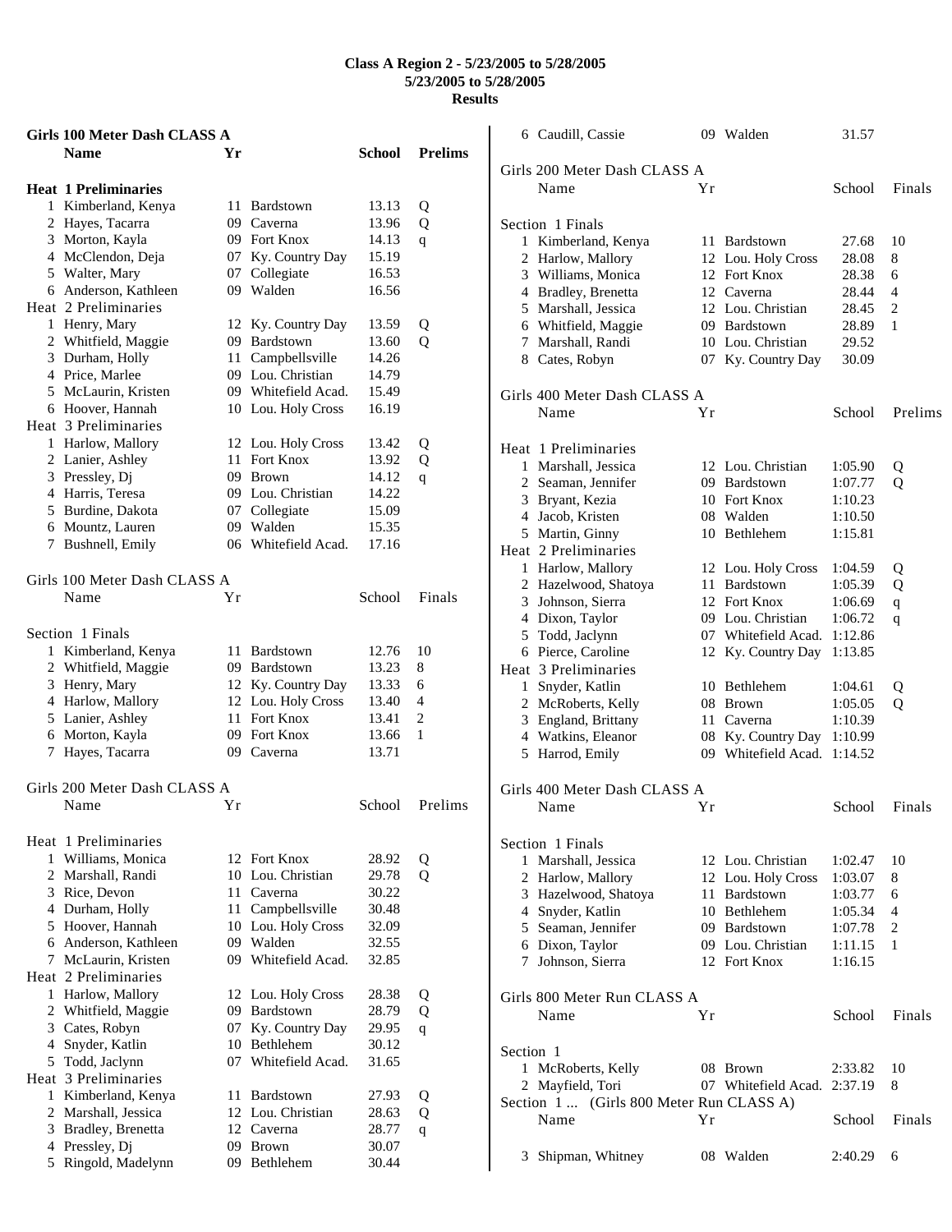# Class A Region 2 - 5/23/2005 to 5/28/2005
## 5/23/2005 to 5/28/2005
## Results

### Girls 100 Meter Dash CLASS A

| | Name | Yr | School | Prelims | |
|---|---|---|---|---|---|
| **Heat 1 Preliminaries** | | | | | |
| 1 | Kimberland, Kenya | 11 | Bardstown | 13.13 | Q |
| 2 | Hayes, Tacarra | 09 | Caverna | 13.96 | Q |
| 3 | Morton, Kayla | 09 | Fort Knox | 14.13 | q |
| 4 | McClendon, Deja | 07 | Ky. Country Day | 15.19 | |
| 5 | Walter, Mary | 07 | Collegiate | 16.53 | |
| 6 | Anderson, Kathleen | 09 | Walden | 16.56 | |
| **Heat 2 Preliminaries** | | | | | |
| 1 | Henry, Mary | 12 | Ky. Country Day | 13.59 | Q |
| 2 | Whitfield, Maggie | 09 | Bardstown | 13.60 | Q |
| 3 | Durham, Holly | 11 | Campbellsville | 14.26 | |
| 4 | Price, Marlee | 09 | Lou. Christian | 14.79 | |
| 5 | McLaurin, Kristen | 09 | Whitefield Acad. | 15.49 | |
| 6 | Hoover, Hannah | 10 | Lou. Holy Cross | 16.19 | |
| **Heat 3 Preliminaries** | | | | | |
| 1 | Harlow, Mallory | 12 | Lou. Holy Cross | 13.42 | Q |
| 2 | Lanier, Ashley | 11 | Fort Knox | 13.92 | Q |
| 3 | Pressley, Dj | 09 | Brown | 14.12 | q |
| 4 | Harris, Teresa | 09 | Lou. Christian | 14.22 | |
| 5 | Burdine, Dakota | 07 | Collegiate | 15.09 | |
| 6 | Mountz, Lauren | 09 | Walden | 15.35 | |
| 7 | Bushnell, Emily | 06 | Whitefield Acad. | 17.16 | |

### Girls 100 Meter Dash CLASS A

| | Name | Yr | School | Finals | |
|---|---|---|---|---|---|
| **Section 1 Finals** | | | | | |
| 1 | Kimberland, Kenya | 11 | Bardstown | 12.76 | 10 |
| 2 | Whitfield, Maggie | 09 | Bardstown | 13.23 | 8 |
| 3 | Henry, Mary | 12 | Ky. Country Day | 13.33 | 6 |
| 4 | Harlow, Mallory | 12 | Lou. Holy Cross | 13.40 | 4 |
| 5 | Lanier, Ashley | 11 | Fort Knox | 13.41 | 2 |
| 6 | Morton, Kayla | 09 | Fort Knox | 13.66 | 1 |
| 7 | Hayes, Tacarra | 09 | Caverna | 13.71 | |

### Girls 200 Meter Dash CLASS A

| | Name | Yr | School | Prelims | |
|---|---|---|---|---|---|
| **Heat 1 Preliminaries** | | | | | |
| 1 | Williams, Monica | 12 | Fort Knox | 28.92 | Q |
| 2 | Marshall, Randi | 10 | Lou. Christian | 29.78 | Q |
| 3 | Rice, Devon | 11 | Caverna | 30.22 | |
| 4 | Durham, Holly | 11 | Campbellsville | 30.48 | |
| 5 | Hoover, Hannah | 10 | Lou. Holy Cross | 32.09 | |
| 6 | Anderson, Kathleen | 09 | Walden | 32.55 | |
| 7 | McLaurin, Kristen | 09 | Whitefield Acad. | 32.85 | |
| **Heat 2 Preliminaries** | | | | | |
| 1 | Harlow, Mallory | 12 | Lou. Holy Cross | 28.38 | Q |
| 2 | Whitfield, Maggie | 09 | Bardstown | 28.79 | Q |
| 3 | Cates, Robyn | 07 | Ky. Country Day | 29.95 | q |
| 4 | Snyder, Katlin | 10 | Bethlehem | 30.12 | |
| 5 | Todd, Jaclynn | 07 | Whitefield Acad. | 31.65 | |
| **Heat 3 Preliminaries** | | | | | |
| 1 | Kimberland, Kenya | 11 | Bardstown | 27.93 | Q |
| 2 | Marshall, Jessica | 12 | Lou. Christian | 28.63 | Q |
| 3 | Bradley, Brenetta | 12 | Caverna | 28.77 | q |
| 4 | Pressley, Dj | 09 | Brown | 30.07 | |
| 5 | Ringold, Madelynn | 09 | Bethlehem | 30.44 | |
| 6 | Caudill, Cassie | 09 | Walden | 31.57 | |

### Girls 200 Meter Dash CLASS A

| | Name | Yr | School | Finals | |
|---|---|---|---|---|---|
| **Section 1 Finals** | | | | | |
| 1 | Kimberland, Kenya | 11 | Bardstown | 27.68 | 10 |
| 2 | Harlow, Mallory | 12 | Lou. Holy Cross | 28.08 | 8 |
| 3 | Williams, Monica | 12 | Fort Knox | 28.38 | 6 |
| 4 | Bradley, Brenetta | 12 | Caverna | 28.44 | 4 |
| 5 | Marshall, Jessica | 12 | Lou. Christian | 28.45 | 2 |
| 6 | Whitfield, Maggie | 09 | Bardstown | 28.89 | 1 |
| 7 | Marshall, Randi | 10 | Lou. Christian | 29.52 | |
| 8 | Cates, Robyn | 07 | Ky. Country Day | 30.09 | |

### Girls 400 Meter Dash CLASS A

| | Name | Yr | School | Prelims | |
|---|---|---|---|---|---|
| **Heat 1 Preliminaries** | | | | | |
| 1 | Marshall, Jessica | 12 | Lou. Christian | 1:05.90 | Q |
| 2 | Seaman, Jennifer | 09 | Bardstown | 1:07.77 | Q |
| 3 | Bryant, Kezia | 10 | Fort Knox | 1:10.23 | |
| 4 | Jacob, Kristen | 08 | Walden | 1:10.50 | |
| 5 | Martin, Ginny | 10 | Bethlehem | 1:15.81 | |
| **Heat 2 Preliminaries** | | | | | |
| 1 | Harlow, Mallory | 12 | Lou. Holy Cross | 1:04.59 | Q |
| 2 | Hazelwood, Shatoya | 11 | Bardstown | 1:05.39 | Q |
| 3 | Johnson, Sierra | 12 | Fort Knox | 1:06.69 | q |
| 4 | Dixon, Taylor | 09 | Lou. Christian | 1:06.72 | q |
| 5 | Todd, Jaclynn | 07 | Whitefield Acad. | 1:12.86 | |
| 6 | Pierce, Caroline | 12 | Ky. Country Day | 1:13.85 | |
| **Heat 3 Preliminaries** | | | | | |
| 1 | Snyder, Katlin | 10 | Bethlehem | 1:04.61 | Q |
| 2 | McRoberts, Kelly | 08 | Brown | 1:05.05 | Q |
| 3 | England, Brittany | 11 | Caverna | 1:10.39 | |
| 4 | Watkins, Eleanor | 08 | Ky. Country Day | 1:10.99 | |
| 5 | Harrod, Emily | 09 | Whitefield Acad. | 1:14.52 | |

### Girls 400 Meter Dash CLASS A

| | Name | Yr | School | Finals | |
|---|---|---|---|---|---|
| **Section 1 Finals** | | | | | |
| 1 | Marshall, Jessica | 12 | Lou. Christian | 1:02.47 | 10 |
| 2 | Harlow, Mallory | 12 | Lou. Holy Cross | 1:03.07 | 8 |
| 3 | Hazelwood, Shatoya | 11 | Bardstown | 1:03.77 | 6 |
| 4 | Snyder, Katlin | 10 | Bethlehem | 1:05.34 | 4 |
| 5 | Seaman, Jennifer | 09 | Bardstown | 1:07.78 | 2 |
| 6 | Dixon, Taylor | 09 | Lou. Christian | 1:11.15 | 1 |
| 7 | Johnson, Sierra | 12 | Fort Knox | 1:16.15 | |

### Girls 800 Meter Run CLASS A

| | Name | Yr | School | Finals | |
|---|---|---|---|---|---|
| **Section 1** | | | | | |
| 1 | McRoberts, Kelly | 08 | Brown | 2:33.82 | 10 |
| 2 | Mayfield, Tori | 07 | Whitefield Acad. | 2:37.19 | 8 |
| **Section 1 ... (Girls 800 Meter Run CLASS A)** | | | | | |
| 3 | Shipman, Whitney | 08 | Walden | 2:40.29 | 6 |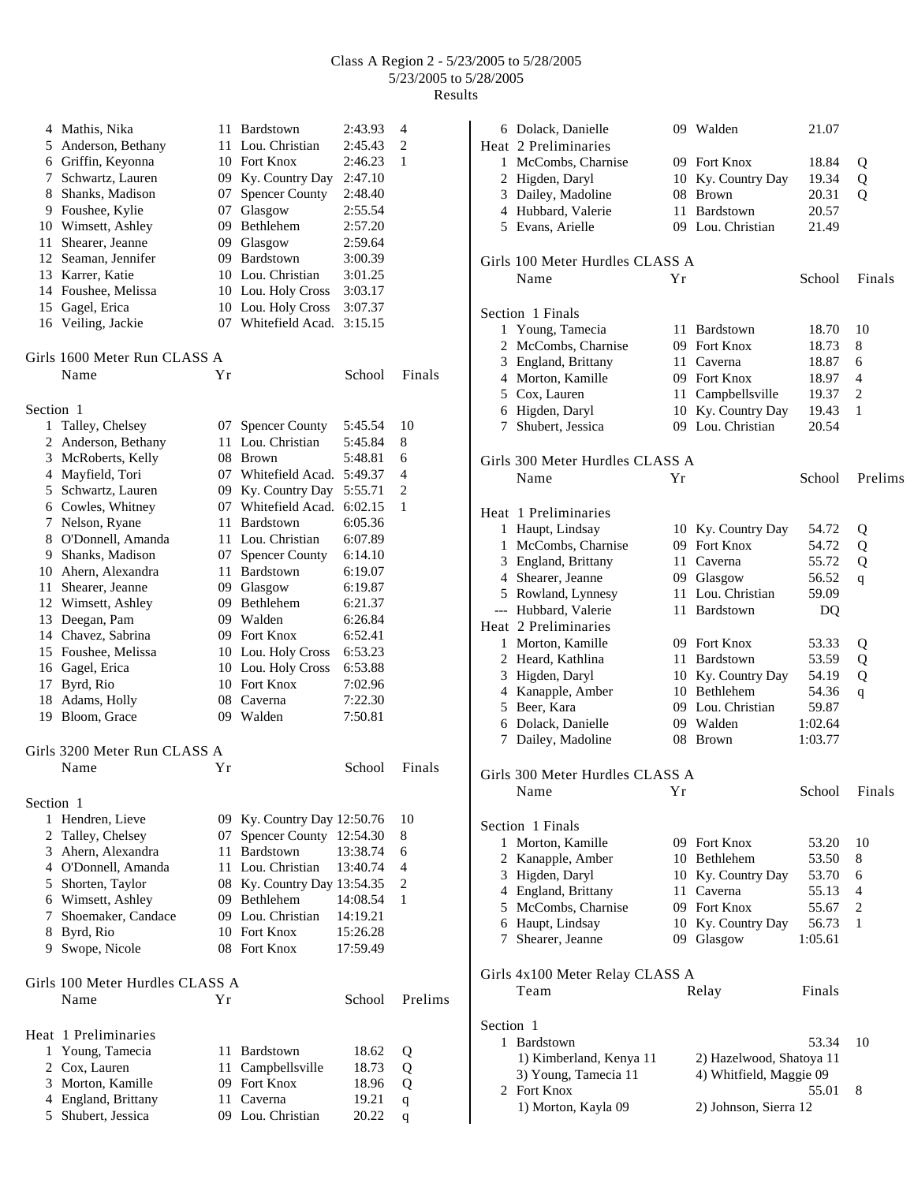Class A Region 2 - 5/23/2005 to 5/28/2005
5/23/2005 to 5/28/2005
Results

| | Name | Yr | School | Finals | |
|---|---|---|---|---|---|
| 4 | Mathis, Nika | 11 | Bardstown | 2:43.93 | 4 |
| 5 | Anderson, Bethany | 11 | Lou. Christian | 2:45.43 | 2 |
| 6 | Griffin, Keyonna | 10 | Fort Knox | 2:46.23 | 1 |
| 7 | Schwartz, Lauren | 09 | Ky. Country Day | 2:47.10 | |
| 8 | Shanks, Madison | 07 | Spencer County | 2:48.40 | |
| 9 | Foushee, Kylie | 07 | Glasgow | 2:55.54 | |
| 10 | Wimsett, Ashley | 09 | Bethlehem | 2:57.20 | |
| 11 | Shearer, Jeanne | 09 | Glasgow | 2:59.64 | |
| 12 | Seaman, Jennifer | 09 | Bardstown | 3:00.39 | |
| 13 | Karrer, Katie | 10 | Lou. Christian | 3:01.25 | |
| 14 | Foushee, Melissa | 10 | Lou. Holy Cross | 3:03.17 | |
| 15 | Gagel, Erica | 10 | Lou. Holy Cross | 3:07.37 | |
| 16 | Veiling, Jackie | 07 | Whitefield Acad. | 3:15.15 | |

## Girls 1600 Meter Run CLASS A

Section 1

| | Name | Yr | School | Finals | |
|---|---|---|---|---|---|
| 1 | Talley, Chelsey | 07 | Spencer County | 5:45.54 | 10 |
| 2 | Anderson, Bethany | 11 | Lou. Christian | 5:45.84 | 8 |
| 3 | McRoberts, Kelly | 08 | Brown | 5:48.81 | 6 |
| 4 | Mayfield, Tori | 07 | Whitefield Acad. | 5:49.37 | 4 |
| 5 | Schwartz, Lauren | 09 | Ky. Country Day | 5:55.71 | 2 |
| 6 | Cowles, Whitney | 07 | Whitefield Acad. | 6:02.15 | 1 |
| 7 | Nelson, Ryane | 11 | Bardstown | 6:05.36 | |
| 8 | O'Donnell, Amanda | 11 | Lou. Christian | 6:07.89 | |
| 9 | Shanks, Madison | 07 | Spencer County | 6:14.10 | |
| 10 | Ahern, Alexandra | 11 | Bardstown | 6:19.07 | |
| 11 | Shearer, Jeanne | 09 | Glasgow | 6:19.87 | |
| 12 | Wimsett, Ashley | 09 | Bethlehem | 6:21.37 | |
| 13 | Deegan, Pam | 09 | Walden | 6:26.84 | |
| 14 | Chavez, Sabrina | 09 | Fort Knox | 6:52.41 | |
| 15 | Foushee, Melissa | 10 | Lou. Holy Cross | 6:53.23 | |
| 16 | Gagel, Erica | 10 | Lou. Holy Cross | 6:53.88 | |
| 17 | Byrd, Rio | 10 | Fort Knox | 7:02.96 | |
| 18 | Adams, Holly | 08 | Caverna | 7:22.30 | |
| 19 | Bloom, Grace | 09 | Walden | 7:50.81 | |

## Girls 3200 Meter Run CLASS A

Section 1

| | Name | Yr | School | Finals | |
|---|---|---|---|---|---|
| 1 | Hendren, Lieve | 09 | Ky. Country Day | 12:50.76 | 10 |
| 2 | Talley, Chelsey | 07 | Spencer County | 12:54.30 | 8 |
| 3 | Ahern, Alexandra | 11 | Bardstown | 13:38.74 | 6 |
| 4 | O'Donnell, Amanda | 11 | Lou. Christian | 13:40.74 | 4 |
| 5 | Shorten, Taylor | 08 | Ky. Country Day | 13:54.35 | 2 |
| 6 | Wimsett, Ashley | 09 | Bethlehem | 14:08.54 | 1 |
| 7 | Shoemaker, Candace | 09 | Lou. Christian | 14:19.21 | |
| 8 | Byrd, Rio | 10 | Fort Knox | 15:26.28 | |
| 9 | Swope, Nicole | 08 | Fort Knox | 17:59.49 | |

## Girls 100 Meter Hurdles CLASS A

Heat 1 Preliminaries

| | Name | Yr | School | Prelims | |
|---|---|---|---|---|---|
| 1 | Young, Tamecia | 11 | Bardstown | 18.62 | Q |
| 2 | Cox, Lauren | 11 | Campbellsville | 18.73 | Q |
| 3 | Morton, Kamille | 09 | Fort Knox | 18.96 | Q |
| 4 | England, Brittany | 11 | Caverna | 19.21 | q |
| 5 | Shubert, Jessica | 09 | Lou. Christian | 20.22 | q |
| 6 | Dolack, Danielle | 09 | Walden | 21.07 | |

Heat 2 Preliminaries

| | Name | Yr | School | Prelims | |
|---|---|---|---|---|---|
| 1 | McCombs, Charnise | 09 | Fort Knox | 18.84 | Q |
| 2 | Higden, Daryl | 10 | Ky. Country Day | 19.34 | Q |
| 3 | Dailey, Madoline | 08 | Brown | 20.31 | Q |
| 4 | Hubbard, Valerie | 11 | Bardstown | 20.57 | |
| 5 | Evans, Arielle | 09 | Lou. Christian | 21.49 | |

## Girls 100 Meter Hurdles CLASS A

Section 1 Finals

| | Name | Yr | School | Finals | |
|---|---|---|---|---|---|
| 1 | Young, Tamecia | 11 | Bardstown | 18.70 | 10 |
| 2 | McCombs, Charnise | 09 | Fort Knox | 18.73 | 8 |
| 3 | England, Brittany | 11 | Caverna | 18.87 | 6 |
| 4 | Morton, Kamille | 09 | Fort Knox | 18.97 | 4 |
| 5 | Cox, Lauren | 11 | Campbellsville | 19.37 | 2 |
| 6 | Higden, Daryl | 10 | Ky. Country Day | 19.43 | 1 |
| 7 | Shubert, Jessica | 09 | Lou. Christian | 20.54 | |

## Girls 300 Meter Hurdles CLASS A

Heat 1 Preliminaries

| | Name | Yr | School | Prelims | |
|---|---|---|---|---|---|
| 1 | Haupt, Lindsay | 10 | Ky. Country Day | 54.72 | Q |
| 1 | McCombs, Charnise | 09 | Fort Knox | 54.72 | Q |
| 3 | England, Brittany | 11 | Caverna | 55.72 | Q |
| 4 | Shearer, Jeanne | 09 | Glasgow | 56.52 | q |
| 5 | Rowland, Lynnesy | 11 | Lou. Christian | 59.09 | |
| --- | Hubbard, Valerie | 11 | Bardstown | DQ | |

Heat 2 Preliminaries

| | Name | Yr | School | Prelims | |
|---|---|---|---|---|---|
| 1 | Morton, Kamille | 09 | Fort Knox | 53.33 | Q |
| 2 | Heard, Kathlina | 11 | Bardstown | 53.59 | Q |
| 3 | Higden, Daryl | 10 | Ky. Country Day | 54.19 | Q |
| 4 | Kanapple, Amber | 10 | Bethlehem | 54.36 | q |
| 5 | Beer, Kara | 09 | Lou. Christian | 59.87 | |
| 6 | Dolack, Danielle | 09 | Walden | 1:02.64 | |
| 7 | Dailey, Madoline | 08 | Brown | 1:03.77 | |

## Girls 300 Meter Hurdles CLASS A

Section 1 Finals

| | Name | Yr | School | Finals | |
|---|---|---|---|---|---|
| 1 | Morton, Kamille | 09 | Fort Knox | 53.20 | 10 |
| 2 | Kanapple, Amber | 10 | Bethlehem | 53.50 | 8 |
| 3 | Higden, Daryl | 10 | Ky. Country Day | 53.70 | 6 |
| 4 | England, Brittany | 11 | Caverna | 55.13 | 4 |
| 5 | McCombs, Charnise | 09 | Fort Knox | 55.67 | 2 |
| 6 | Haupt, Lindsay | 10 | Ky. Country Day | 56.73 | 1 |
| 7 | Shearer, Jeanne | 09 | Glasgow | 1:05.61 | |

## Girls 4x100 Meter Relay CLASS A

Section 1

| | Team | Relay | Finals | |
|---|---|---|---|---|
| 1 | Bardstown | | 53.34 | 10 |
| | 1) Kimberland, Kenya 11 | 2) Hazelwood, Shatoya 11 | | |
| | 3) Young, Tamecia 11 | 4) Whitfield, Maggie 09 | | |
| 2 | Fort Knox | | 55.01 | 8 |
| | 1) Morton, Kayla 09 | 2) Johnson, Sierra 12 | | |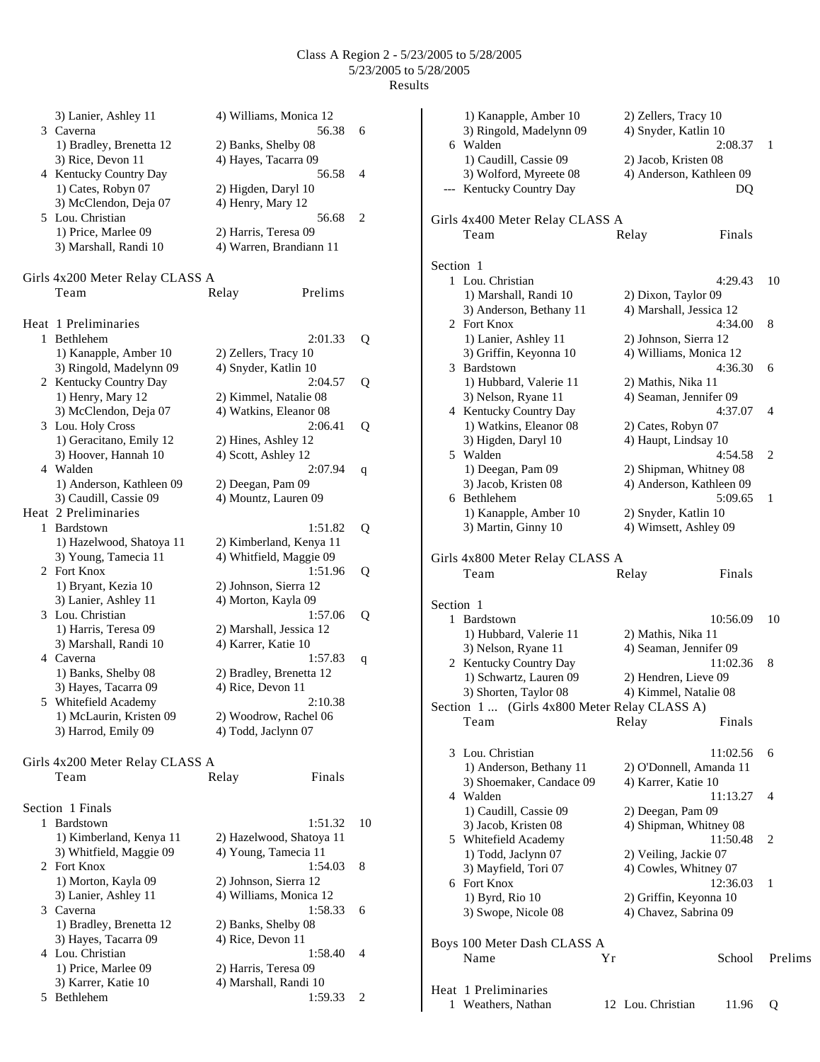Class A Region 2 - 5/23/2005 to 5/28/2005
5/23/2005 to 5/28/2005
Results

```
    3) Lanier, Ashley 11          4) Williams, Monica 12
  3 Caverna                                    56.38   6
    1) Bradley, Brenetta 12       2) Banks, Shelby 08
    3) Rice, Devon 11             4) Hayes, Tacarra 09
  4 Kentucky Country Day                       56.58   4
    1) Cates, Robyn 07            2) Higden, Daryl 10
    3) McClendon, Deja 07         4) Henry, Mary 12
  5 Lou. Christian                             56.68   2
    1) Price, Marlee 09           2) Harris, Teresa 09
    3) Marshall, Randi 10         4) Warren, Brandiann 11
```

## Girls 4x200 Meter Relay CLASS A

```
    Team                          Relay          Prelims

Heat  1 Preliminaries
  1 Bethlehem                                  2:01.33  Q
    1) Kanapple, Amber 10         2) Zellers, Tracy 10
    3) Ringold, Madelynn 09       4) Snyder, Katlin 10
  2 Kentucky Country Day                       2:04.57  Q
    1) Henry, Mary 12             2) Kimmel, Natalie 08
    3) McClendon, Deja 07         4) Watkins, Eleanor 08
  3 Lou. Holy Cross                            2:06.41  Q
    1) Geracitano, Emily 12       2) Hines, Ashley 12
    3) Hoover, Hannah 10          4) Scott, Ashley 12
  4 Walden                                     2:07.94  q
    1) Anderson, Kathleen 09      2) Deegan, Pam 09
    3) Caudill, Cassie 09         4) Mountz, Lauren 09
Heat  2 Preliminaries
  1 Bardstown                                  1:51.82  Q
    1) Hazelwood, Shatoya 11      2) Kimberland, Kenya 11
    3) Young, Tamecia 11          4) Whitfield, Maggie 09
  2 Fort Knox                                  1:51.96  Q
    1) Bryant, Kezia 10           2) Johnson, Sierra 12
    3) Lanier, Ashley 11          4) Morton, Kayla 09
  3 Lou. Christian                             1:57.06  Q
    1) Harris, Teresa 09          2) Marshall, Jessica 12
    3) Marshall, Randi 10         4) Karrer, Katie 10
  4 Caverna                                    1:57.83  q
    1) Banks, Shelby 08           2) Bradley, Brenetta 12
    3) Hayes, Tacarra 09          4) Rice, Devon 11
  5 Whitefield Academy                         2:10.38
    1) McLaurin, Kristen 09       2) Woodrow, Rachel 06
    3) Harrod, Emily 09           4) Todd, Jaclynn 07
```

## Girls 4x200 Meter Relay CLASS A

```
    Team                          Relay          Finals

Section  1 Finals
  1 Bardstown                                  1:51.32  10
    1) Kimberland, Kenya 11       2) Hazelwood, Shatoya 11
    3) Whitfield, Maggie 09       4) Young, Tamecia 11
  2 Fort Knox                                  1:54.03   8
    1) Morton, Kayla 09           2) Johnson, Sierra 12
    3) Lanier, Ashley 11          4) Williams, Monica 12
  3 Caverna                                    1:58.33   6
    1) Bradley, Brenetta 12       2) Banks, Shelby 08
    3) Hayes, Tacarra 09          4) Rice, Devon 11
  4 Lou. Christian                             1:58.40   4
    1) Price, Marlee 09           2) Harris, Teresa 09
    3) Karrer, Katie 10           4) Marshall, Randi 10
  5 Bethlehem                                  1:59.33   2
    1) Kanapple, Amber 10         2) Zellers, Tracy 10
    3) Ringold, Madelynn 09       4) Snyder, Katlin 10
  6 Walden                                     2:08.37   1
    1) Caudill, Cassie 09         2) Jacob, Kristen 08
    3) Wolford, Myreete 08        4) Anderson, Kathleen 09
--- Kentucky Country Day                         DQ
```

## Girls 4x400 Meter Relay CLASS A

```
    Team                          Relay          Finals

Section  1
  1 Lou. Christian                             4:29.43  10
    1) Marshall, Randi 10         2) Dixon, Taylor 09
    3) Anderson, Bethany 11       4) Marshall, Jessica 12
  2 Fort Knox                                  4:34.00   8
    1) Lanier, Ashley 11          2) Johnson, Sierra 12
    3) Griffin, Keyonna 10        4) Williams, Monica 12
  3 Bardstown                                  4:36.30   6
    1) Hubbard, Valerie 11        2) Mathis, Nika 11
    3) Nelson, Ryane 11           4) Seaman, Jennifer 09
  4 Kentucky Country Day                       4:37.07   4
    1) Watkins, Eleanor 08        2) Cates, Robyn 07
    3) Higden, Daryl 10           4) Haupt, Lindsay 10
  5 Walden                                     4:54.58   2
    1) Deegan, Pam 09             2) Shipman, Whitney 08
    3) Jacob, Kristen 08          4) Anderson, Kathleen 09
  6 Bethlehem                                  5:09.65   1
    1) Kanapple, Amber 10         2) Snyder, Katlin 10
    3) Martin, Ginny 10           4) Wimsett, Ashley 09
```

## Girls 4x800 Meter Relay CLASS A

```
    Team                          Relay          Finals

Section  1
  1 Bardstown                                 10:56.09  10
    1) Hubbard, Valerie 11        2) Mathis, Nika 11
    3) Nelson, Ryane 11           4) Seaman, Jennifer 09
  2 Kentucky Country Day                      11:02.36   8
    1) Schwartz, Lauren 09        2) Hendren, Lieve 09
    3) Shorten, Taylor 08         4) Kimmel, Natalie 08
Section  1 ...  (Girls 4x800 Meter Relay CLASS A)
    Team                          Relay          Finals

  3 Lou. Christian                            11:02.56   6
    1) Anderson, Bethany 11       2) O'Donnell, Amanda 11
    3) Shoemaker, Candace 09      4) Karrer, Katie 10
  4 Walden                                    11:13.27   4
    1) Caudill, Cassie 09         2) Deegan, Pam 09
    3) Jacob, Kristen 08          4) Shipman, Whitney 08
  5 Whitefield Academy                        11:50.48   2
    1) Todd, Jaclynn 07           2) Veiling, Jackie 07
    3) Mayfield, Tori 07          4) Cowles, Whitney 07
  6 Fort Knox                                 12:36.03   1
    1) Byrd, Rio 10               2) Griffin, Keyonna 10
    3) Swope, Nicole 08           4) Chavez, Sabrina 09
```

## Boys 100 Meter Dash CLASS A

```
    Name                    Yr            School    Prelims

Heat  1 Preliminaries
  1 Weathers, Nathan        12 Lou. Christian        11.96  Q
```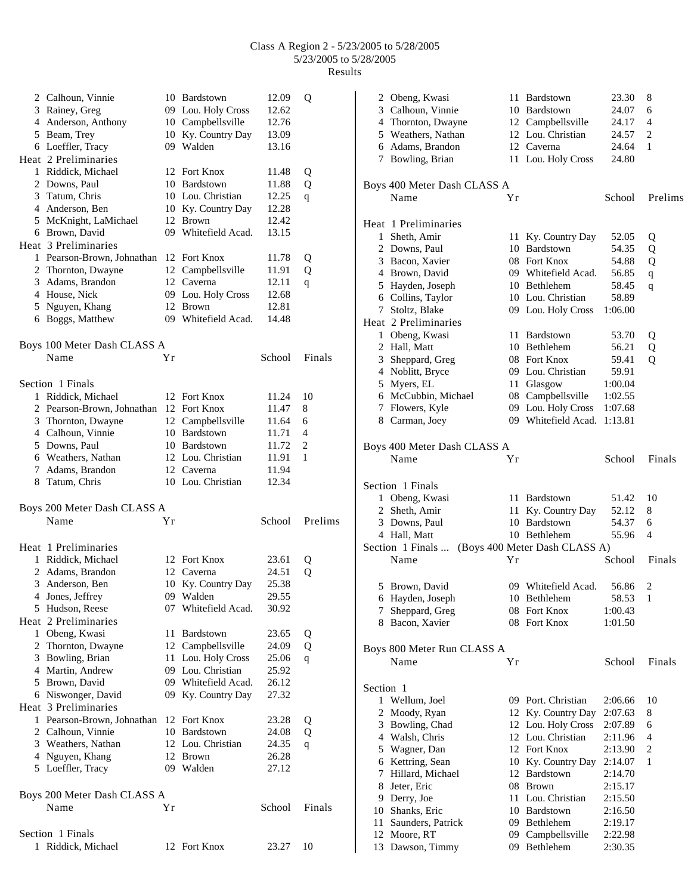Class A Region 2 - 5/23/2005 to 5/28/2005
5/23/2005 to 5/28/2005
Results

| | Name | Yr | School | Prelims | |
|---|---|---|---|---|---|
| 2 | Calhoun, Vinnie | 10 | Bardstown | 12.09 | Q |
| 3 | Rainey, Greg | 09 | Lou. Holy Cross | 12.62 | |
| 4 | Anderson, Anthony | 10 | Campbellsville | 12.76 | |
| 5 | Beam, Trey | 10 | Ky. Country Day | 13.09 | |
| 6 | Loeffler, Tracy | 09 | Walden | 13.16 | |

Heat 2 Preliminaries

| | Name | Yr | School | Prelims | |
|---|---|---|---|---|---|
| 1 | Riddick, Michael | 12 | Fort Knox | 11.48 | Q |
| 2 | Downs, Paul | 10 | Bardstown | 11.88 | Q |
| 3 | Tatum, Chris | 10 | Lou. Christian | 12.25 | q |
| 4 | Anderson, Ben | 10 | Ky. Country Day | 12.28 | |
| 5 | McKnight, LaMichael | 12 | Brown | 12.42 | |
| 6 | Brown, David | 09 | Whitefield Acad. | 13.15 | |

Heat 3 Preliminaries

| | Name | Yr | School | Prelims | |
|---|---|---|---|---|---|
| 1 | Pearson-Brown, Johnathan | 12 | Fort Knox | 11.78 | Q |
| 2 | Thornton, Dwayne | 12 | Campbellsville | 11.91 | Q |
| 3 | Adams, Brandon | 12 | Caverna | 12.11 | q |
| 4 | House, Nick | 09 | Lou. Holy Cross | 12.68 | |
| 5 | Nguyen, Khang | 12 | Brown | 12.81 | |
| 6 | Boggs, Matthew | 09 | Whitefield Acad. | 14.48 | |

## Boys 100 Meter Dash CLASS A

Section 1 Finals

| | Name | Yr | School | Finals | |
|---|---|---|---|---|---|
| 1 | Riddick, Michael | 12 | Fort Knox | 11.24 | 10 |
| 2 | Pearson-Brown, Johnathan | 12 | Fort Knox | 11.47 | 8 |
| 3 | Thornton, Dwayne | 12 | Campbellsville | 11.64 | 6 |
| 4 | Calhoun, Vinnie | 10 | Bardstown | 11.71 | 4 |
| 5 | Downs, Paul | 10 | Bardstown | 11.72 | 2 |
| 6 | Weathers, Nathan | 12 | Lou. Christian | 11.91 | 1 |
| 7 | Adams, Brandon | 12 | Caverna | 11.94 | |
| 8 | Tatum, Chris | 10 | Lou. Christian | 12.34 | |

## Boys 200 Meter Dash CLASS A

Heat 1 Preliminaries

| | Name | Yr | School | Prelims | |
|---|---|---|---|---|---|
| 1 | Riddick, Michael | 12 | Fort Knox | 23.61 | Q |
| 2 | Adams, Brandon | 12 | Caverna | 24.51 | Q |
| 3 | Anderson, Ben | 10 | Ky. Country Day | 25.38 | |
| 4 | Jones, Jeffrey | 09 | Walden | 29.55 | |
| 5 | Hudson, Reese | 07 | Whitefield Acad. | 30.92 | |

Heat 2 Preliminaries

| | Name | Yr | School | Prelims | |
|---|---|---|---|---|---|
| 1 | Obeng, Kwasi | 11 | Bardstown | 23.65 | Q |
| 2 | Thornton, Dwayne | 12 | Campbellsville | 24.09 | Q |
| 3 | Bowling, Brian | 11 | Lou. Holy Cross | 25.06 | q |
| 4 | Martin, Andrew | 09 | Lou. Christian | 25.92 | |
| 5 | Brown, David | 09 | Whitefield Acad. | 26.12 | |
| 6 | Niswonger, David | 09 | Ky. Country Day | 27.32 | |

Heat 3 Preliminaries

| | Name | Yr | School | Prelims | |
|---|---|---|---|---|---|
| 1 | Pearson-Brown, Johnathan | 12 | Fort Knox | 23.28 | Q |
| 2 | Calhoun, Vinnie | 10 | Bardstown | 24.08 | Q |
| 3 | Weathers, Nathan | 12 | Lou. Christian | 24.35 | q |
| 4 | Nguyen, Khang | 12 | Brown | 26.28 | |
| 5 | Loeffler, Tracy | 09 | Walden | 27.12 | |

## Boys 200 Meter Dash CLASS A

Section 1 Finals

| | Name | Yr | School | Finals | |
|---|---|---|---|---|---|
| 1 | Riddick, Michael | 12 | Fort Knox | 23.27 | 10 |
| 2 | Obeng, Kwasi | 11 | Bardstown | 23.30 | 8 |
| 3 | Calhoun, Vinnie | 10 | Bardstown | 24.07 | 6 |
| 4 | Thornton, Dwayne | 12 | Campbellsville | 24.17 | 4 |
| 5 | Weathers, Nathan | 12 | Lou. Christian | 24.57 | 2 |
| 6 | Adams, Brandon | 12 | Caverna | 24.64 | 1 |
| 7 | Bowling, Brian | 11 | Lou. Holy Cross | 24.80 | |

## Boys 400 Meter Dash CLASS A

Heat 1 Preliminaries

| | Name | Yr | School | Prelims | |
|---|---|---|---|---|---|
| 1 | Sheth, Amir | 11 | Ky. Country Day | 52.05 | Q |
| 2 | Downs, Paul | 10 | Bardstown | 54.35 | Q |
| 3 | Bacon, Xavier | 08 | Fort Knox | 54.88 | Q |
| 4 | Brown, David | 09 | Whitefield Acad. | 56.85 | q |
| 5 | Hayden, Joseph | 10 | Bethlehem | 58.45 | q |
| 6 | Collins, Taylor | 10 | Lou. Christian | 58.89 | |
| 7 | Stoltz, Blake | 09 | Lou. Holy Cross | 1:06.00 | |

Heat 2 Preliminaries

| | Name | Yr | School | Prelims | |
|---|---|---|---|---|---|
| 1 | Obeng, Kwasi | 11 | Bardstown | 53.70 | Q |
| 2 | Hall, Matt | 10 | Bethlehem | 56.21 | Q |
| 3 | Sheppard, Greg | 08 | Fort Knox | 59.41 | Q |
| 4 | Noblitt, Bryce | 09 | Lou. Christian | 59.91 | |
| 5 | Myers, EL | 11 | Glasgow | 1:00.04 | |
| 6 | McCubbin, Michael | 08 | Campbellsville | 1:02.55 | |
| 7 | Flowers, Kyle | 09 | Lou. Holy Cross | 1:07.68 | |
| 8 | Carman, Joey | 09 | Whitefield Acad. | 1:13.81 | |

## Boys 400 Meter Dash CLASS A

Section 1 Finals

| | Name | Yr | School | Finals | |
|---|---|---|---|---|---|
| 1 | Obeng, Kwasi | 11 | Bardstown | 51.42 | 10 |
| 2 | Sheth, Amir | 11 | Ky. Country Day | 52.12 | 8 |
| 3 | Downs, Paul | 10 | Bardstown | 54.37 | 6 |
| 4 | Hall, Matt | 10 | Bethlehem | 55.96 | 4 |
| 5 | Brown, David | 09 | Whitefield Acad. | 56.86 | 2 |
| 6 | Hayden, Joseph | 10 | Bethlehem | 58.53 | 1 |
| 7 | Sheppard, Greg | 08 | Fort Knox | 1:00.43 | |
| 8 | Bacon, Xavier | 08 | Fort Knox | 1:01.50 | |

## Boys 800 Meter Run CLASS A

Section 1

| | Name | Yr | School | Finals | |
|---|---|---|---|---|---|
| 1 | Wellum, Joel | 09 | Port. Christian | 2:06.66 | 10 |
| 2 | Moody, Ryan | 12 | Ky. Country Day | 2:07.63 | 8 |
| 3 | Bowling, Chad | 12 | Lou. Holy Cross | 2:07.89 | 6 |
| 4 | Walsh, Chris | 12 | Lou. Christian | 2:11.96 | 4 |
| 5 | Wagner, Dan | 12 | Fort Knox | 2:13.90 | 2 |
| 6 | Kettring, Sean | 10 | Ky. Country Day | 2:14.07 | 1 |
| 7 | Hillard, Michael | 12 | Bardstown | 2:14.70 | |
| 8 | Jeter, Eric | 08 | Brown | 2:15.17 | |
| 9 | Derry, Joe | 11 | Lou. Christian | 2:15.50 | |
| 10 | Shanks, Eric | 10 | Bardstown | 2:16.50 | |
| 11 | Saunders, Patrick | 09 | Bethlehem | 2:19.17 | |
| 12 | Moore, RT | 09 | Campbellsville | 2:22.98 | |
| 13 | Dawson, Timmy | 09 | Bethlehem | 2:30.35 | |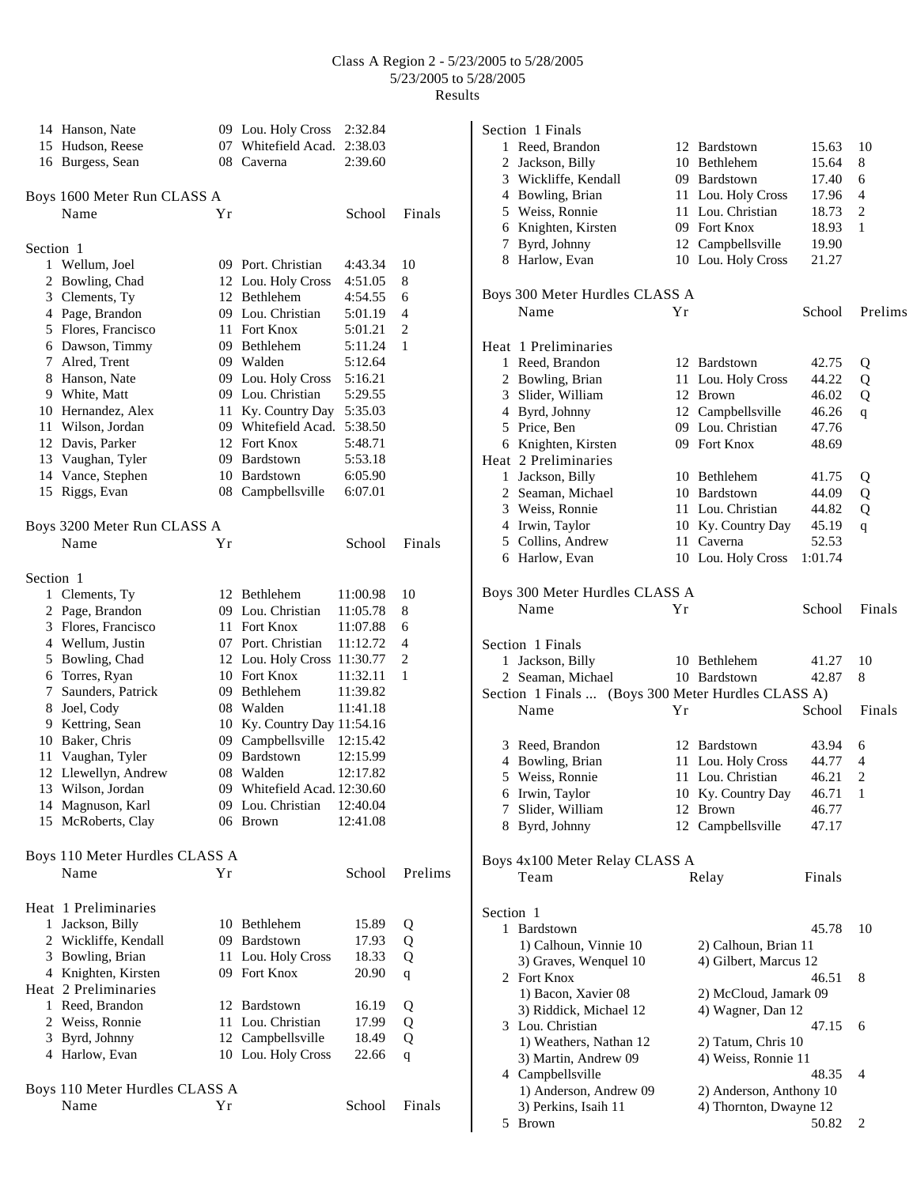# Class A Region 2 - 5/23/2005 to 5/28/2005

5/23/2005 to 5/28/2005

Results

| | Name | Yr | School | Finals | |
|---|---|---|---|---|---|
| 14 | Hanson, Nate | 09 | Lou. Holy Cross | 2:32.84 | |
| 15 | Hudson, Reese | 07 | Whitefield Acad. | 2:38.03 | |
| 16 | Burgess, Sean | 08 | Caverna | 2:39.60 | |

## Boys 1600 Meter Run CLASS A

Section 1

| | Name | Yr | School | Finals | |
|---|---|---|---|---|---|
| 1 | Wellum, Joel | 09 | Port. Christian | 4:43.34 | 10 |
| 2 | Bowling, Chad | 12 | Lou. Holy Cross | 4:51.05 | 8 |
| 3 | Clements, Ty | 12 | Bethlehem | 4:54.55 | 6 |
| 4 | Page, Brandon | 09 | Lou. Christian | 5:01.19 | 4 |
| 5 | Flores, Francisco | 11 | Fort Knox | 5:01.21 | 2 |
| 6 | Dawson, Timmy | 09 | Bethlehem | 5:11.24 | 1 |
| 7 | Alred, Trent | 09 | Walden | 5:12.64 | |
| 8 | Hanson, Nate | 09 | Lou. Holy Cross | 5:16.21 | |
| 9 | White, Matt | 09 | Lou. Christian | 5:29.55 | |
| 10 | Hernandez, Alex | 11 | Ky. Country Day | 5:35.03 | |
| 11 | Wilson, Jordan | 09 | Whitefield Acad. | 5:38.50 | |
| 12 | Davis, Parker | 12 | Fort Knox | 5:48.71 | |
| 13 | Vaughan, Tyler | 09 | Bardstown | 5:53.18 | |
| 14 | Vance, Stephen | 10 | Bardstown | 6:05.90 | |
| 15 | Riggs, Evan | 08 | Campbellsville | 6:07.01 | |

## Boys 3200 Meter Run CLASS A

Section 1

| | Name | Yr | School | Finals | |
|---|---|---|---|---|---|
| 1 | Clements, Ty | 12 | Bethlehem | 11:00.98 | 10 |
| 2 | Page, Brandon | 09 | Lou. Christian | 11:05.78 | 8 |
| 3 | Flores, Francisco | 11 | Fort Knox | 11:07.88 | 6 |
| 4 | Wellum, Justin | 07 | Port. Christian | 11:12.72 | 4 |
| 5 | Bowling, Chad | 12 | Lou. Holy Cross | 11:30.77 | 2 |
| 6 | Torres, Ryan | 10 | Fort Knox | 11:32.11 | 1 |
| 7 | Saunders, Patrick | 09 | Bethlehem | 11:39.82 | |
| 8 | Joel, Cody | 08 | Walden | 11:41.18 | |
| 9 | Kettring, Sean | 10 | Ky. Country Day | 11:54.16 | |
| 10 | Baker, Chris | 09 | Campbellsville | 12:15.42 | |
| 11 | Vaughan, Tyler | 09 | Bardstown | 12:15.99 | |
| 12 | Llewellyn, Andrew | 08 | Walden | 12:17.82 | |
| 13 | Wilson, Jordan | 09 | Whitefield Acad. | 12:30.60 | |
| 14 | Magnuson, Karl | 09 | Lou. Christian | 12:40.04 | |
| 15 | McRoberts, Clay | 06 | Brown | 12:41.08 | |

## Boys 110 Meter Hurdles CLASS A

| | Name | Yr | School | Prelims | |
|---|---|---|---|---|---|
| **Heat 1 Preliminaries** | | | | | |
| 1 | Jackson, Billy | 10 | Bethlehem | 15.89 | Q |
| 2 | Wickliffe, Kendall | 09 | Bardstown | 17.93 | Q |
| 3 | Bowling, Brian | 11 | Lou. Holy Cross | 18.33 | Q |
| 4 | Knighten, Kirsten | 09 | Fort Knox | 20.90 | q |
| **Heat 2 Preliminaries** | | | | | |
| 1 | Reed, Brandon | 12 | Bardstown | 16.19 | Q |
| 2 | Weiss, Ronnie | 11 | Lou. Christian | 17.99 | Q |
| 3 | Byrd, Johnny | 12 | Campbellsville | 18.49 | Q |
| 4 | Harlow, Evan | 10 | Lou. Holy Cross | 22.66 | q |

## Boys 110 Meter Hurdles CLASS A

Section 1 Finals

| | Name | Yr | School | Finals | |
|---|---|---|---|---|---|
| 1 | Reed, Brandon | 12 | Bardstown | 15.63 | 10 |
| 2 | Jackson, Billy | 10 | Bethlehem | 15.64 | 8 |
| 3 | Wickliffe, Kendall | 09 | Bardstown | 17.40 | 6 |
| 4 | Bowling, Brian | 11 | Lou. Holy Cross | 17.96 | 4 |
| 5 | Weiss, Ronnie | 11 | Lou. Christian | 18.73 | 2 |
| 6 | Knighten, Kirsten | 09 | Fort Knox | 18.93 | 1 |
| 7 | Byrd, Johnny | 12 | Campbellsville | 19.90 | |
| 8 | Harlow, Evan | 10 | Lou. Holy Cross | 21.27 | |

## Boys 300 Meter Hurdles CLASS A

| | Name | Yr | School | Prelims | |
|---|---|---|---|---|---|
| **Heat 1 Preliminaries** | | | | | |
| 1 | Reed, Brandon | 12 | Bardstown | 42.75 | Q |
| 2 | Bowling, Brian | 11 | Lou. Holy Cross | 44.22 | Q |
| 3 | Slider, William | 12 | Brown | 46.02 | Q |
| 4 | Byrd, Johnny | 12 | Campbellsville | 46.26 | q |
| 5 | Price, Ben | 09 | Lou. Christian | 47.76 | |
| 6 | Knighten, Kirsten | 09 | Fort Knox | 48.69 | |
| **Heat 2 Preliminaries** | | | | | |
| 1 | Jackson, Billy | 10 | Bethlehem | 41.75 | Q |
| 2 | Seaman, Michael | 10 | Bardstown | 44.09 | Q |
| 3 | Weiss, Ronnie | 11 | Lou. Christian | 44.82 | Q |
| 4 | Irwin, Taylor | 10 | Ky. Country Day | 45.19 | q |
| 5 | Collins, Andrew | 11 | Caverna | 52.53 | |
| 6 | Harlow, Evan | 10 | Lou. Holy Cross | 1:01.74 | |

## Boys 300 Meter Hurdles CLASS A

Section 1 Finals

| | Name | Yr | School | Finals | |
|---|---|---|---|---|---|
| 1 | Jackson, Billy | 10 | Bethlehem | 41.27 | 10 |
| 2 | Seaman, Michael | 10 | Bardstown | 42.87 | 8 |
| 3 | Reed, Brandon | 12 | Bardstown | 43.94 | 6 |
| 4 | Bowling, Brian | 11 | Lou. Holy Cross | 44.77 | 4 |
| 5 | Weiss, Ronnie | 11 | Lou. Christian | 46.21 | 2 |
| 6 | Irwin, Taylor | 10 | Ky. Country Day | 46.71 | 1 |
| 7 | Slider, William | 12 | Brown | 46.77 | |
| 8 | Byrd, Johnny | 12 | Campbellsville | 47.17 | |

## Boys 4x100 Meter Relay CLASS A

Section 1

| | Team | Relay | Finals | |
|---|---|---|---|---|
| 1 | Bardstown | | 45.78 | 10 |
| | 1) Calhoun, Vinnie 10 | 2) Calhoun, Brian 11 | | |
| | 3) Graves, Wenquel 10 | 4) Gilbert, Marcus 12 | | |
| 2 | Fort Knox | | 46.51 | 8 |
| | 1) Bacon, Xavier 08 | 2) McCloud, Jamark 09 | | |
| | 3) Riddick, Michael 12 | 4) Wagner, Dan 12 | | |
| 3 | Lou. Christian | | 47.15 | 6 |
| | 1) Weathers, Nathan 12 | 2) Tatum, Chris 10 | | |
| | 3) Martin, Andrew 09 | 4) Weiss, Ronnie 11 | | |
| 4 | Campbellsville | | 48.35 | 4 |
| | 1) Anderson, Andrew 09 | 2) Anderson, Anthony 10 | | |
| | 3) Perkins, Isaih 11 | 4) Thornton, Dwayne 12 | | |
| 5 | Brown | | 50.82 | 2 |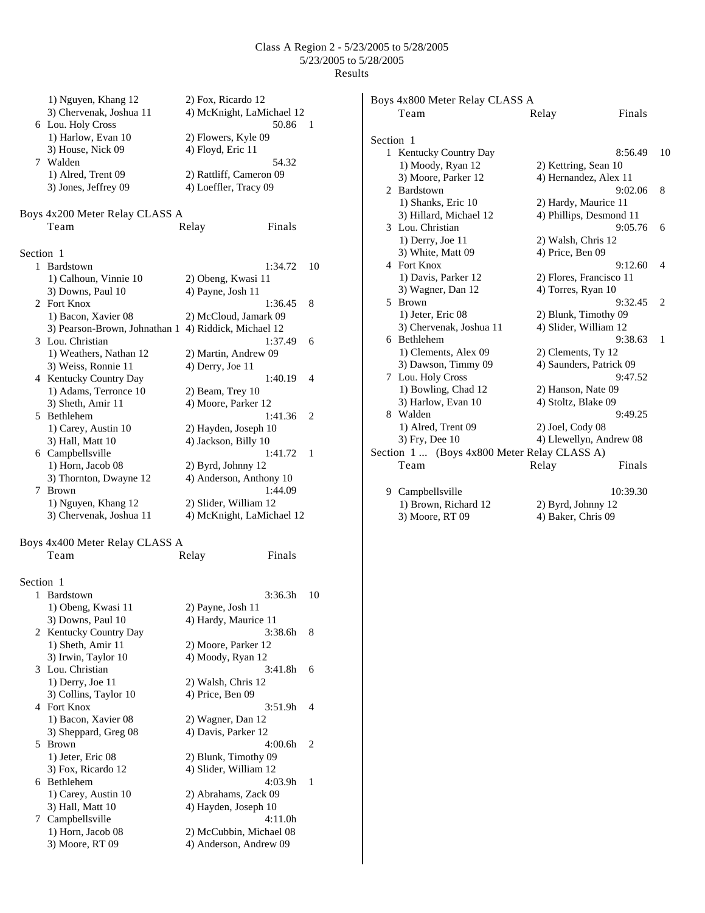Class A Region 2 - 5/23/2005 to 5/28/2005
5/23/2005 to 5/28/2005
Results

1) Nguyen, Khang 12 2) Fox, Ricardo 12
3) Chervenak, Joshua 11 4) McKnight, LaMichael 12

6 Lou. Holy Cross 50.86 1
1) Harlow, Evan 10 2) Flowers, Kyle 09
3) House, Nick 09 4) Floyd, Eric 11

7 Walden 54.32
1) Alred, Trent 09 2) Rattliff, Cameron 09
3) Jones, Jeffrey 09 4) Loeffler, Tracy 09

## Boys 4x200 Meter Relay CLASS A

| | Team | Relay | Finals | |
|---|---|---|---|---|
| **Section 1** | | | | |
| 1 | Bardstown | | 1:34.72 | 10 |
| | 1) Calhoun, Vinnie 10 | 2) Obeng, Kwasi 11 | | |
| | 3) Downs, Paul 10 | 4) Payne, Josh 11 | | |
| 2 | Fort Knox | | 1:36.45 | 8 |
| | 1) Bacon, Xavier 08 | 2) McCloud, Jamark 09 | | |
| | 3) Pearson-Brown, Johnathan 1 | 4) Riddick, Michael 12 | | |
| 3 | Lou. Christian | | 1:37.49 | 6 |
| | 1) Weathers, Nathan 12 | 2) Martin, Andrew 09 | | |
| | 3) Weiss, Ronnie 11 | 4) Derry, Joe 11 | | |
| 4 | Kentucky Country Day | | 1:40.19 | 4 |
| | 1) Adams, Terronce 10 | 2) Beam, Trey 10 | | |
| | 3) Sheth, Amir 11 | 4) Moore, Parker 12 | | |
| 5 | Bethlehem | | 1:41.36 | 2 |
| | 1) Carey, Austin 10 | 2) Hayden, Joseph 10 | | |
| | 3) Hall, Matt 10 | 4) Jackson, Billy 10 | | |
| 6 | Campbellsville | | 1:41.72 | 1 |
| | 1) Horn, Jacob 08 | 2) Byrd, Johnny 12 | | |
| | 3) Thornton, Dwayne 12 | 4) Anderson, Anthony 10 | | |
| 7 | Brown | | 1:44.09 | |
| | 1) Nguyen, Khang 12 | 2) Slider, William 12 | | |
| | 3) Chervenak, Joshua 11 | 4) McKnight, LaMichael 12 | | |

## Boys 4x400 Meter Relay CLASS A

| | Team | Relay | Finals | |
|---|---|---|---|---|
| **Section 1** | | | | |
| 1 | Bardstown | | 3:36.3h | 10 |
| | 1) Obeng, Kwasi 11 | 2) Payne, Josh 11 | | |
| | 3) Downs, Paul 10 | 4) Hardy, Maurice 11 | | |
| 2 | Kentucky Country Day | | 3:38.6h | 8 |
| | 1) Sheth, Amir 11 | 2) Moore, Parker 12 | | |
| | 3) Irwin, Taylor 10 | 4) Moody, Ryan 12 | | |
| 3 | Lou. Christian | | 3:41.8h | 6 |
| | 1) Derry, Joe 11 | 2) Walsh, Chris 12 | | |
| | 3) Collins, Taylor 10 | 4) Price, Ben 09 | | |
| 4 | Fort Knox | | 3:51.9h | 4 |
| | 1) Bacon, Xavier 08 | 2) Wagner, Dan 12 | | |
| | 3) Sheppard, Greg 08 | 4) Davis, Parker 12 | | |
| 5 | Brown | | 4:00.6h | 2 |
| | 1) Jeter, Eric 08 | 2) Blunk, Timothy 09 | | |
| | 3) Fox, Ricardo 12 | 4) Slider, William 12 | | |
| 6 | Bethlehem | | 4:03.9h | 1 |
| | 1) Carey, Austin 10 | 2) Abrahams, Zack 09 | | |
| | 3) Hall, Matt 10 | 4) Hayden, Joseph 10 | | |
| 7 | Campbellsville | | 4:11.0h | |
| | 1) Horn, Jacob 08 | 2) McCubbin, Michael 08 | | |
| | 3) Moore, RT 09 | 4) Anderson, Andrew 09 | | |

## Boys 4x800 Meter Relay CLASS A

| | Team | Relay | Finals | |
|---|---|---|---|---|
| **Section 1** | | | | |
| 1 | Kentucky Country Day | | 8:56.49 | 10 |
| | 1) Moody, Ryan 12 | 2) Kettring, Sean 10 | | |
| | 3) Moore, Parker 12 | 4) Hernandez, Alex 11 | | |
| 2 | Bardstown | | 9:02.06 | 8 |
| | 1) Shanks, Eric 10 | 2) Hardy, Maurice 11 | | |
| | 3) Hillard, Michael 12 | 4) Phillips, Desmond 11 | | |
| 3 | Lou. Christian | | 9:05.76 | 6 |
| | 1) Derry, Joe 11 | 2) Walsh, Chris 12 | | |
| | 3) White, Matt 09 | 4) Price, Ben 09 | | |
| 4 | Fort Knox | | 9:12.60 | 4 |
| | 1) Davis, Parker 12 | 2) Flores, Francisco 11 | | |
| | 3) Wagner, Dan 12 | 4) Torres, Ryan 10 | | |
| 5 | Brown | | 9:32.45 | 2 |
| | 1) Jeter, Eric 08 | 2) Blunk, Timothy 09 | | |
| | 3) Chervenak, Joshua 11 | 4) Slider, William 12 | | |
| 6 | Bethlehem | | 9:38.63 | 1 |
| | 1) Clements, Alex 09 | 2) Clements, Ty 12 | | |
| | 3) Dawson, Timmy 09 | 4) Saunders, Patrick 09 | | |
| 7 | Lou. Holy Cross | | 9:47.52 | |
| | 1) Bowling, Chad 12 | 2) Hanson, Nate 09 | | |
| | 3) Harlow, Evan 10 | 4) Stoltz, Blake 09 | | |
| 8 | Walden | | 9:49.25 | |
| | 1) Alred, Trent 09 | 2) Joel, Cody 08 | | |
| | 3) Fry, Dee 10 | 4) Llewellyn, Andrew 08 | | |

Section 1 ... (Boys 4x800 Meter Relay CLASS A)

| | Team | Relay | Finals |
|---|---|---|---|
| 9 | Campbellsville | | 10:39.30 |
| | 1) Brown, Richard 12 | 2) Byrd, Johnny 12 | |
| | 3) Moore, RT 09 | 4) Baker, Chris 09 | |